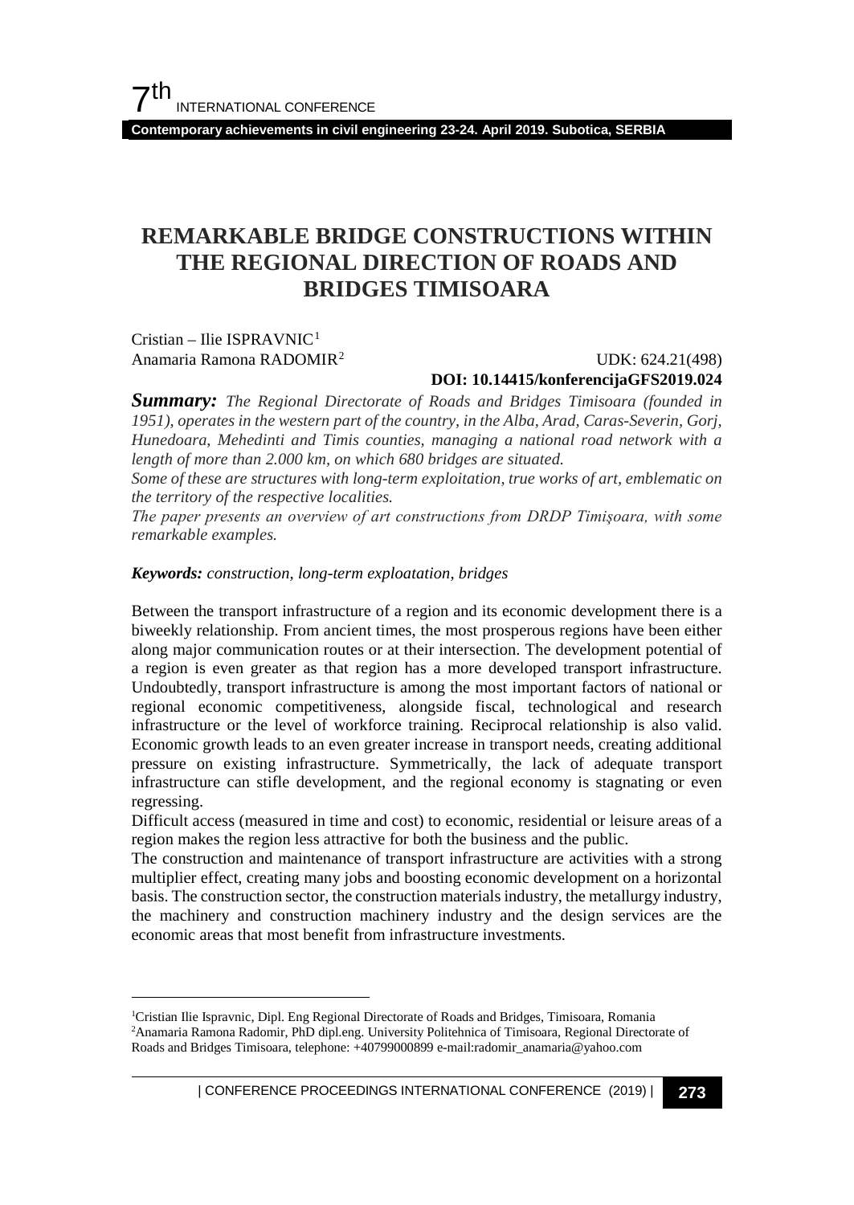# REMARKABLE BRIDGE CONSTRUCTIONS WITHIN THE REGIONAL DIRECTION OF ROADS AND BRIDGES TIMISOARA

Cristian – Ilie ISPRAVNIC[1]
Anamaria Ramona RADOMIR[2]

UDK: 624.21(498)
**DOI: 10.14415/konferencijaGFS2019.024**

***Summary:*** *The Regional Directorate of Roads and Bridges Timisoara (founded in 1951), operates in the western part of the country, in the Alba, Arad, Caras-Severin, Gorj, Hunedoara, Mehedinti and Timis counties, managing a national road network with a length of more than 2.000 km, on which 680 bridges are situated.*
*Some of these are structures with long-term exploitation, true works of art, emblematic on the territory of the respective localities.*
*The paper presents an overview of art constructions from DRDP Timişoara, with some remarkable examples.*

***Keywords:*** *construction, long-term exploatation, bridges*

Between the transport infrastructure of a region and its economic development there is a biweekly relationship. From ancient times, the most prosperous regions have been either along major communication routes or at their intersection. The development potential of a region is even greater as that region has a more developed transport infrastructure. Undoubtedly, transport infrastructure is among the most important factors of national or regional economic competitiveness, alongside fiscal, technological and research infrastructure or the level of workforce training. Reciprocal relationship is also valid. Economic growth leads to an even greater increase in transport needs, creating additional pressure on existing infrastructure. Symmetrically, the lack of adequate transport infrastructure can stifle development, and the regional economy is stagnating or even regressing.

Difficult access (measured in time and cost) to economic, residential or leisure areas of a region makes the region less attractive for both the business and the public.

The construction and maintenance of transport infrastructure are activities with a strong multiplier effect, creating many jobs and boosting economic development on a horizontal basis. The construction sector, the construction materials industry, the metallurgy industry, the machinery and construction machinery industry and the design services are the economic areas that most benefit from infrastructure investments.

---

[1]Cristian Ilie Ispravnic, Dipl. Eng Regional Directorate of Roads and Bridges, Timisoara, Romania
[2]Anamaria Ramona Radomir, PhD dipl.eng. University Politehnica of Timisoara, Regional Directorate of Roads and Bridges Timisoara, telephone: +40799000899 e-mail:radomir_anamaria@yahoo.com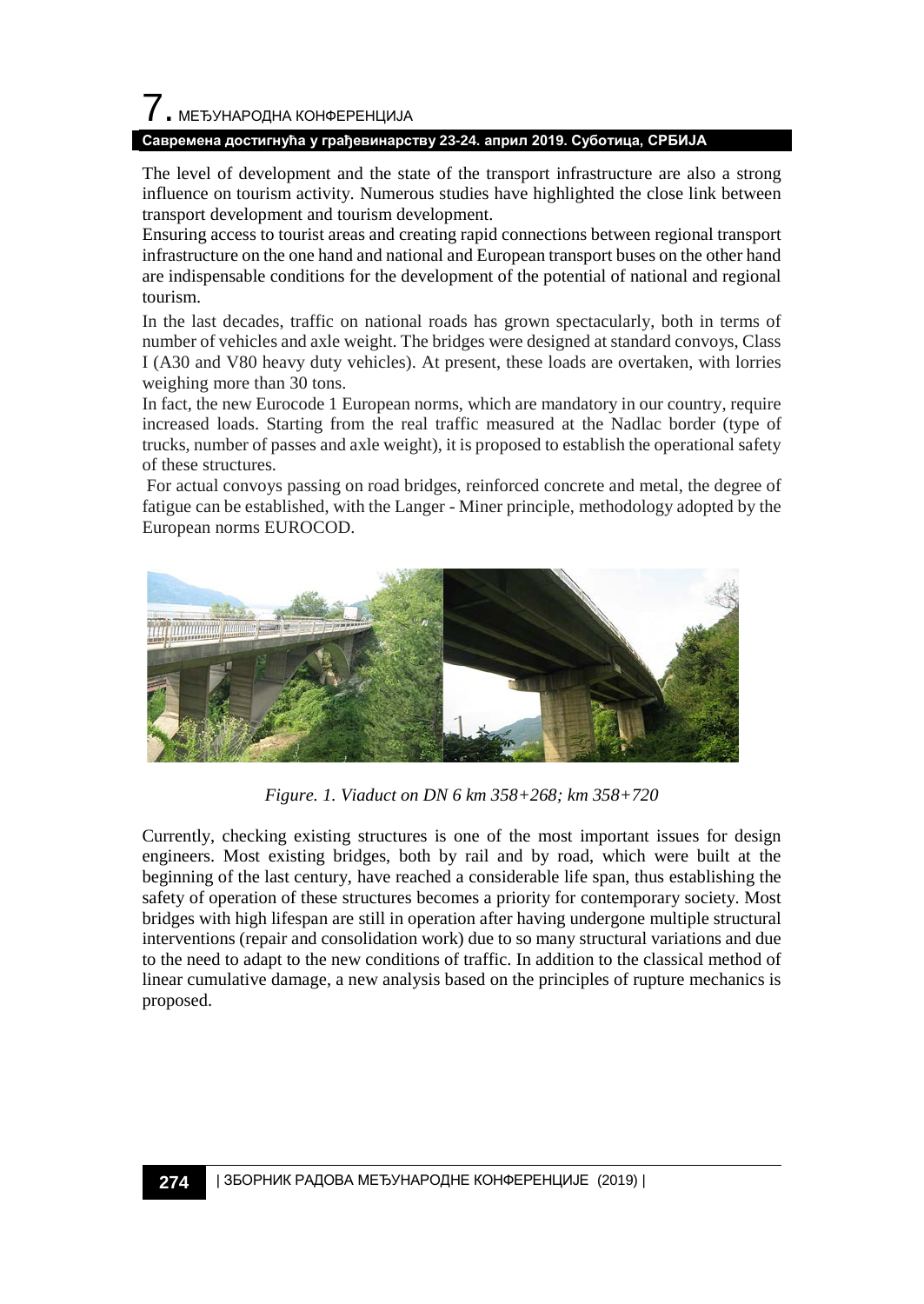The level of development and the state of the transport infrastructure are also a strong influence on tourism activity. Numerous studies have highlighted the close link between transport development and tourism development.

Ensuring access to tourist areas and creating rapid connections between regional transport infrastructure on the one hand and national and European transport buses on the other hand are indispensable conditions for the development of the potential of national and regional tourism.

In the last decades, traffic on national roads has grown spectacularly, both in terms of number of vehicles and axle weight. The bridges were designed at standard convoys, Class I (A30 and V80 heavy duty vehicles). At present, these loads are overtaken, with lorries weighing more than 30 tons.

In fact, the new Eurocode 1 European norms, which are mandatory in our country, require increased loads. Starting from the real traffic measured at the Nadlac border (type of trucks, number of passes and axle weight), it is proposed to establish the operational safety of these structures.

For actual convoys passing on road bridges, reinforced concrete and metal, the degree of fatigue can be established, with the Langer - Miner principle, methodology adopted by the European norms EUROCOD.

*Figure. 1. Viaduct on DN 6 km 358+268; km 358+720*

Currently, checking existing structures is one of the most important issues for design engineers. Most existing bridges, both by rail and by road, which were built at the beginning of the last century, have reached a considerable life span, thus establishing the safety of operation of these structures becomes a priority for contemporary society. Most bridges with high lifespan are still in operation after having undergone multiple structural interventions (repair and consolidation work) due to so many structural variations and due to the need to adapt to the new conditions of traffic. In addition to the classical method of linear cumulative damage, a new analysis based on the principles of rupture mechanics is proposed.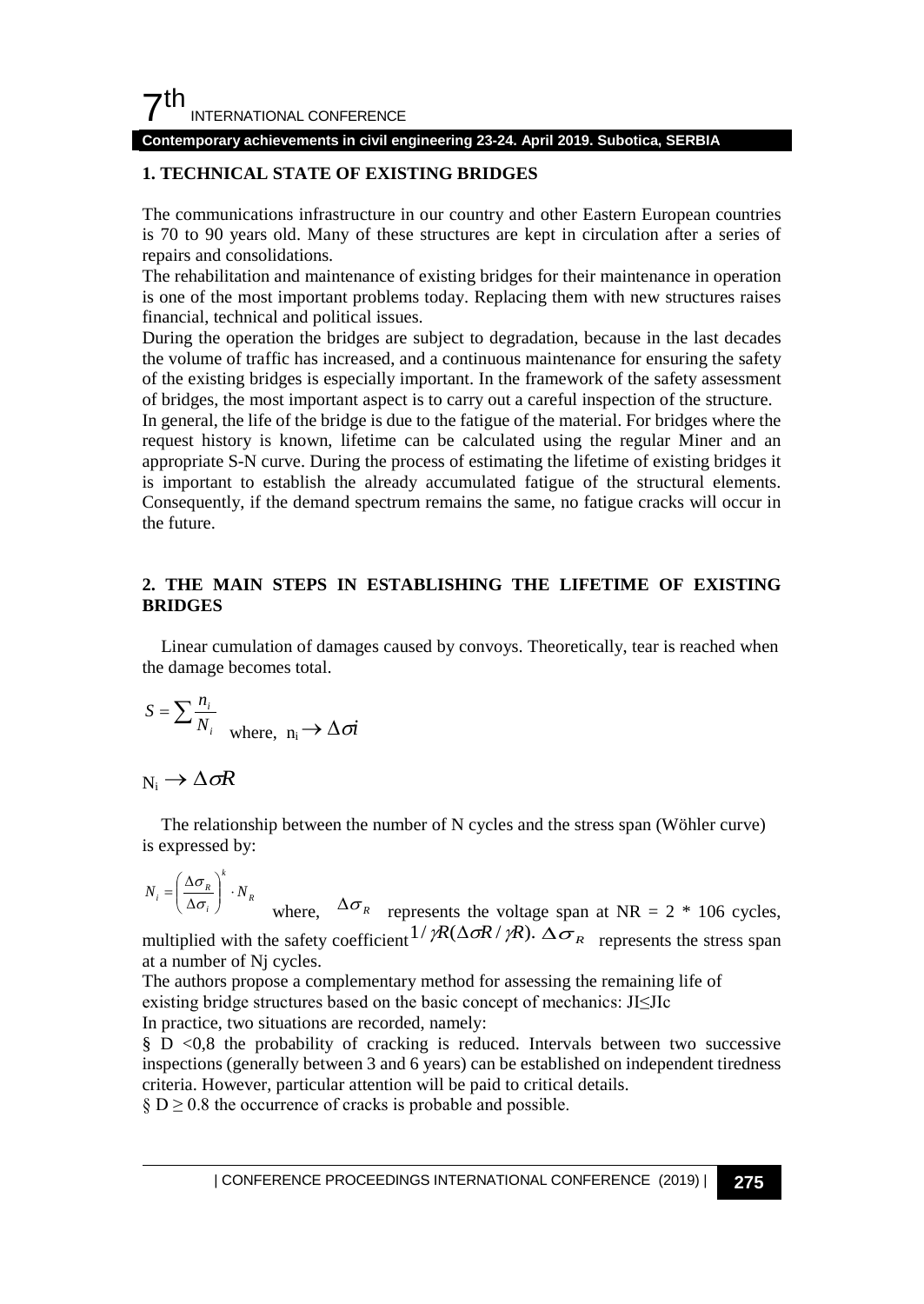## 1. TECHNICAL STATE OF EXISTING BRIDGES

The communications infrastructure in our country and other Eastern European countries is 70 to 90 years old. Many of these structures are kept in circulation after a series of repairs and consolidations.

The rehabilitation and maintenance of existing bridges for their maintenance in operation is one of the most important problems today. Replacing them with new structures raises financial, technical and political issues.

During the operation the bridges are subject to degradation, because in the last decades the volume of traffic has increased, and a continuous maintenance for ensuring the safety of the existing bridges is especially important. In the framework of the safety assessment of bridges, the most important aspect is to carry out a careful inspection of the structure.

In general, the life of the bridge is due to the fatigue of the material. For bridges where the request history is known, lifetime can be calculated using the regular Miner and an appropriate S-N curve. During the process of estimating the lifetime of existing bridges it is important to establish the already accumulated fatigue of the structural elements. Consequently, if the demand spectrum remains the same, no fatigue cracks will occur in the future.

## 2. THE MAIN STEPS IN ESTABLISHING THE LIFETIME OF EXISTING BRIDGES

Linear cumulation of damages caused by convoys. Theoretically, tear is reached when the damage becomes total.

$$S = \sum \frac{n_i}{N_i}$$ where, $n_i \rightarrow \Delta\sigma i$

$N_i \rightarrow \Delta\sigma R$

The relationship between the number of N cycles and the stress span (Wöhler curve) is expressed by:

$$N_i = \left( \frac{\Delta\sigma_R}{\Delta\sigma_i} \right)^k \cdot N_R$$

where, $\Delta\sigma_R$ represents the voltage span at NR = 2 * 106 cycles, multiplied with the safety coefficient $1/\gamma R(\Delta\sigma R/\gamma R)$. $\Delta\sigma_R$ represents the stress span at a number of Nj cycles.

The authors propose a complementary method for assessing the remaining life of existing bridge structures based on the basic concept of mechanics: JI≤JIc

In practice, two situations are recorded, namely:

§ D <0,8 the probability of cracking is reduced. Intervals between two successive inspections (generally between 3 and 6 years) can be established on independent tiredness criteria. However, particular attention will be paid to critical details.

§ D ≥ 0.8 the occurrence of cracks is probable and possible.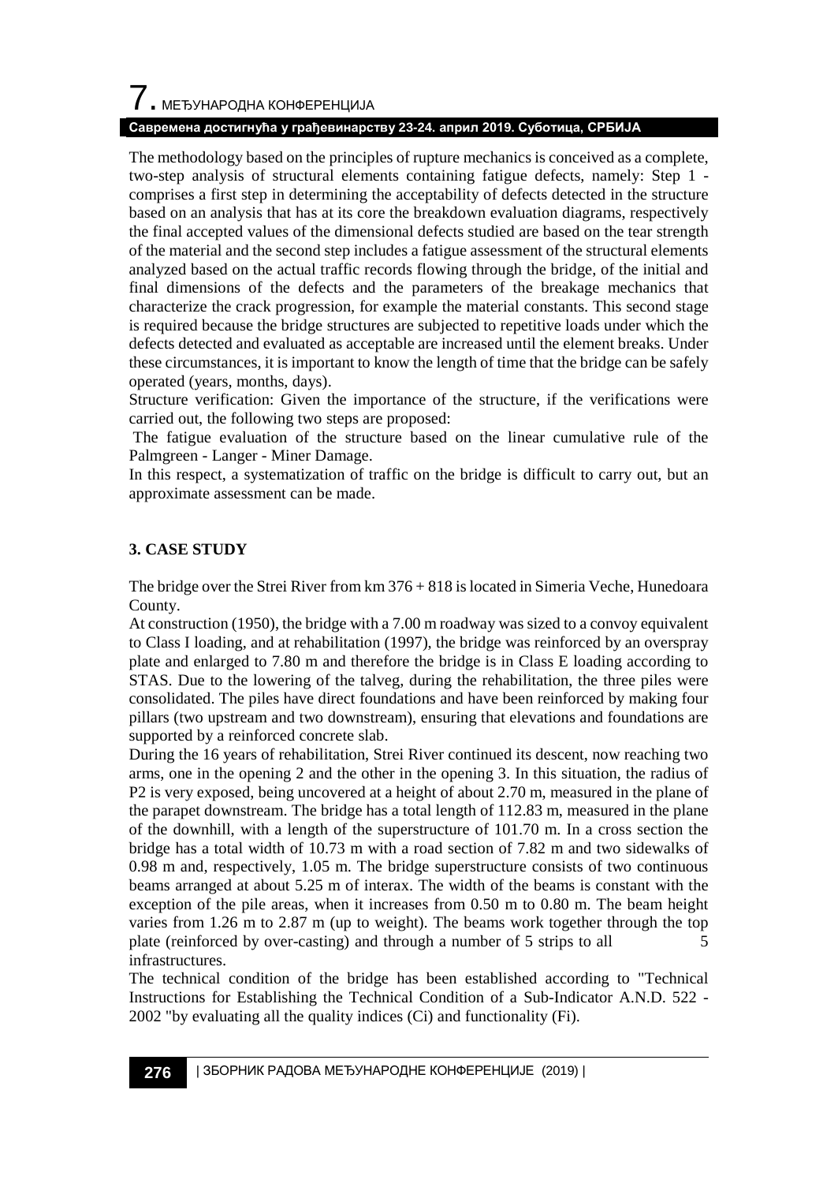The methodology based on the principles of rupture mechanics is conceived as a complete, two-step analysis of structural elements containing fatigue defects, namely: Step 1 - comprises a first step in determining the acceptability of defects detected in the structure based on an analysis that has at its core the breakdown evaluation diagrams, respectively the final accepted values of the dimensional defects studied are based on the tear strength of the material and the second step includes a fatigue assessment of the structural elements analyzed based on the actual traffic records flowing through the bridge, of the initial and final dimensions of the defects and the parameters of the breakage mechanics that characterize the crack progression, for example the material constants. This second stage is required because the bridge structures are subjected to repetitive loads under which the defects detected and evaluated as acceptable are increased until the element breaks. Under these circumstances, it is important to know the length of time that the bridge can be safely operated (years, months, days).

Structure verification: Given the importance of the structure, if the verifications were carried out, the following two steps are proposed:

The fatigue evaluation of the structure based on the linear cumulative rule of the Palmgreen - Langer - Miner Damage.

In this respect, a systematization of traffic on the bridge is difficult to carry out, but an approximate assessment can be made.

## 3. CASE STUDY

The bridge over the Strei River from km 376 + 818 is located in Simeria Veche, Hunedoara County.

At construction (1950), the bridge with a 7.00 m roadway was sized to a convoy equivalent to Class I loading, and at rehabilitation (1997), the bridge was reinforced by an overspray plate and enlarged to 7.80 m and therefore the bridge is in Class E loading according to STAS. Due to the lowering of the talveg, during the rehabilitation, the three piles were consolidated. The piles have direct foundations and have been reinforced by making four pillars (two upstream and two downstream), ensuring that elevations and foundations are supported by a reinforced concrete slab.

During the 16 years of rehabilitation, Strei River continued its descent, now reaching two arms, one in the opening 2 and the other in the opening 3. In this situation, the radius of P2 is very exposed, being uncovered at a height of about 2.70 m, measured in the plane of the parapet downstream. The bridge has a total length of 112.83 m, measured in the plane of the downhill, with a length of the superstructure of 101.70 m. In a cross section the bridge has a total width of 10.73 m with a road section of 7.82 m and two sidewalks of 0.98 m and, respectively, 1.05 m. The bridge superstructure consists of two continuous beams arranged at about 5.25 m of interax. The width of the beams is constant with the exception of the pile areas, when it increases from 0.50 m to 0.80 m. The beam height varies from 1.26 m to 2.87 m (up to weight). The beams work together through the top plate (reinforced by over-casting) and through a number of 5 strips to all 5 infrastructures.

The technical condition of the bridge has been established according to "Technical Instructions for Establishing the Technical Condition of a Sub-Indicator A.N.D. 522 - 2002 "by evaluating all the quality indices (Ci) and functionality (Fi).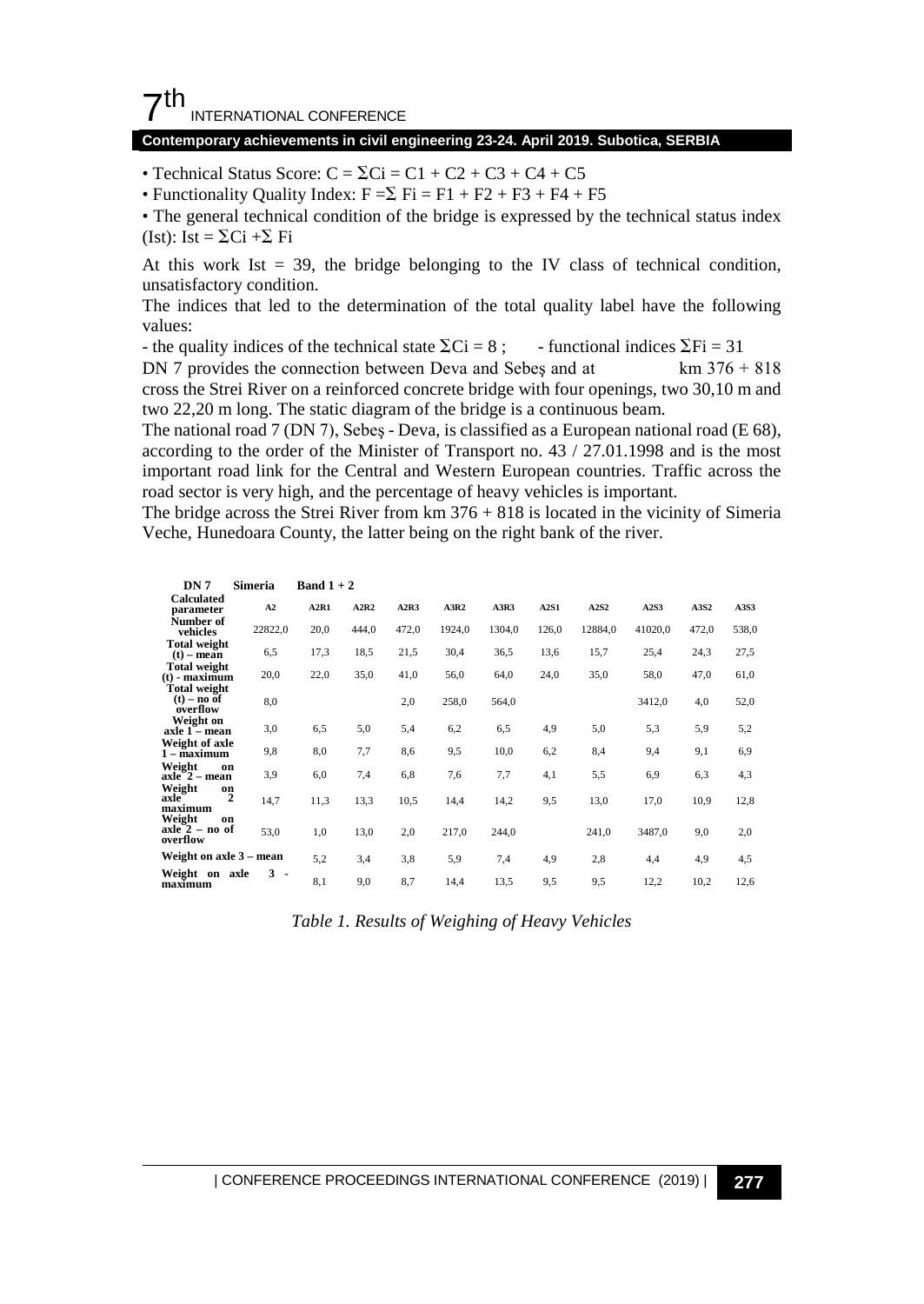• Technical Status Score: $C = \Sigma Ci = C1 + C2 + C3 + C4 + C5$

• Functionality Quality Index: $F = \Sigma\, Fi = F1 + F2 + F3 + F4 + F5$

• The general technical condition of the bridge is expressed by the technical status index (Ist): $Ist = \Sigma Ci + \Sigma\, Fi$

At this work Ist = 39, the bridge belonging to the IV class of technical condition, unsatisfactory condition.

The indices that led to the determination of the total quality label have the following values:

- the quality indices of the technical state $\Sigma Ci = 8$ ; - functional indices $\Sigma Fi = 31$

DN 7 provides the connection between Deva and Sebeş and at km 376 + 818 cross the Strei River on a reinforced concrete bridge with four openings, two 30,10 m and two 22,20 m long. The static diagram of the bridge is a continuous beam.

The national road 7 (DN 7), Sebeş - Deva, is classified as a European national road (E 68), according to the order of the Minister of Transport no. 43 / 27.01.1998 and is the most important road link for the Central and Western European countries. Traffic across the road sector is very high, and the percentage of heavy vehicles is important.

The bridge across the Strei River from km 376 + 818 is located in the vicinity of Simeria Veche, Hunedoara County, the latter being on the right bank of the river.

| DN 7 | Simeria | Band 1 + 2 | | | | | | | | | |
|---|---|---|---|---|---|---|---|---|---|---|---|
| Calculated parameter | A2 | A2R1 | A2R2 | A2R3 | A3R2 | A3R3 | A2S1 | A2S2 | A2S3 | A3S2 | A3S3 |
| Number of vehicles | 22822,0 | 20,0 | 444,0 | 472,0 | 1924,0 | 1304,0 | 126,0 | 12884,0 | 41020,0 | 472,0 | 538,0 |
| Total weight (t) – mean | 6,5 | 17,3 | 18,5 | 21,5 | 30,4 | 36,5 | 13,6 | 15,7 | 25,4 | 24,3 | 27,5 |
| Total weight (t) - maximum | 20,0 | 22,0 | 35,0 | 41,0 | 56,0 | 64,0 | 24,0 | 35,0 | 58,0 | 47,0 | 61,0 |
| Total weight (t) – no of overflow | 8,0 | | | 2,0 | 258,0 | 564,0 | | | 3412,0 | 4,0 | 52,0 |
| Weight on axle 1 – mean | 3,0 | 6,5 | 5,0 | 5,4 | 6,2 | 6,5 | 4,9 | 5,0 | 5,3 | 5,9 | 5,2 |
| Weight of axle 1 – maximum | 9,8 | 8,0 | 7,7 | 8,6 | 9,5 | 10,0 | 6,2 | 8,4 | 9,4 | 9,1 | 6,9 |
| Weight on axle 2 – mean | 3,9 | 6,0 | 7,4 | 6,8 | 7,6 | 7,7 | 4,1 | 5,5 | 6,9 | 6,3 | 4,3 |
| Weight on axle 2 maximum | 14,7 | 11,3 | 13,3 | 10,5 | 14,4 | 14,2 | 9,5 | 13,0 | 17,0 | 10,9 | 12,8 |
| Weight on axle 2 – no of overflow | 53,0 | 1,0 | 13,0 | 2,0 | 217,0 | 244,0 | | 241,0 | 3487,0 | 9,0 | 2,0 |
| Weight on axle 3 – mean | | 5,2 | 3,4 | 3,8 | 5,9 | 7,4 | 4,9 | 2,8 | 4,4 | 4,9 | 4,5 |
| Weight on axle 3 - maximum | | 8,1 | 9,0 | 8,7 | 14,4 | 13,5 | 9,5 | 9,5 | 12,2 | 10,2 | 12,6 |

*Table 1. Results of Weighing of Heavy Vehicles*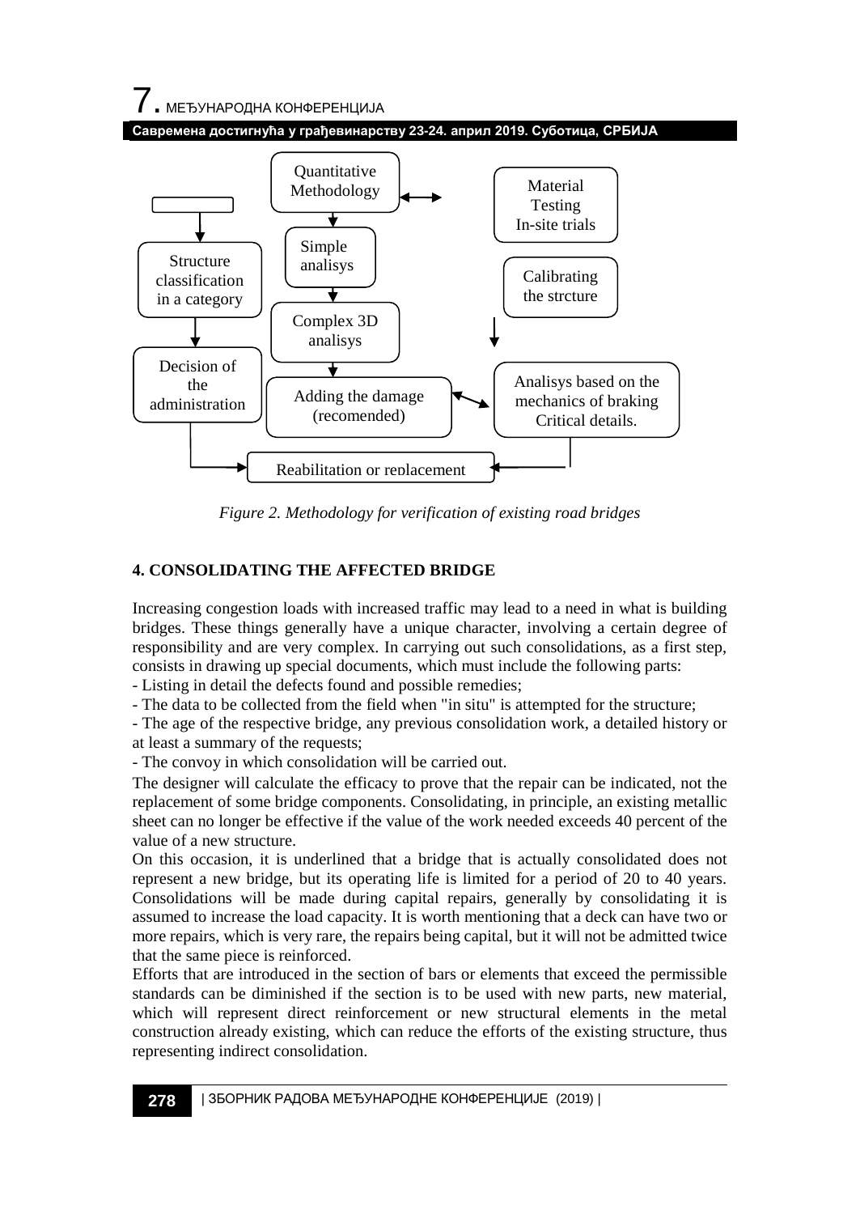Quantitative Methodology

Simple analisys

Complex 3D analisys

Adding the damage (recomended)

Structure classification in a category

Decision of the administration

Material Testing In-site trials

Calibrating the strcture

Analisys based on the mechanics of braking Critical details.

Reabilitation or replacement

*Figure 2. Methodology for verification of existing road bridges*

## 4. CONSOLIDATING THE AFFECTED BRIDGE

Increasing congestion loads with increased traffic may lead to a need in what is building bridges. These things generally have a unique character, involving a certain degree of responsibility and are very complex. In carrying out such consolidations, as a first step, consists in drawing up special documents, which must include the following parts:

- Listing in detail the defects found and possible remedies;
- The data to be collected from the field when "in situ" is attempted for the structure;
- The age of the respective bridge, any previous consolidation work, a detailed history or at least a summary of the requests;
- The convoy in which consolidation will be carried out.

The designer will calculate the efficacy to prove that the repair can be indicated, not the replacement of some bridge components. Consolidating, in principle, an existing metallic sheet can no longer be effective if the value of the work needed exceeds 40 percent of the value of a new structure.

On this occasion, it is underlined that a bridge that is actually consolidated does not represent a new bridge, but its operating life is limited for a period of 20 to 40 years. Consolidations will be made during capital repairs, generally by consolidating it is assumed to increase the load capacity. It is worth mentioning that a deck can have two or more repairs, which is very rare, the repairs being capital, but it will not be admitted twice that the same piece is reinforced.

Efforts that are introduced in the section of bars or elements that exceed the permissible standards can be diminished if the section is to be used with new parts, new material, which will represent direct reinforcement or new structural elements in the metal construction already existing, which can reduce the efforts of the existing structure, thus representing indirect consolidation.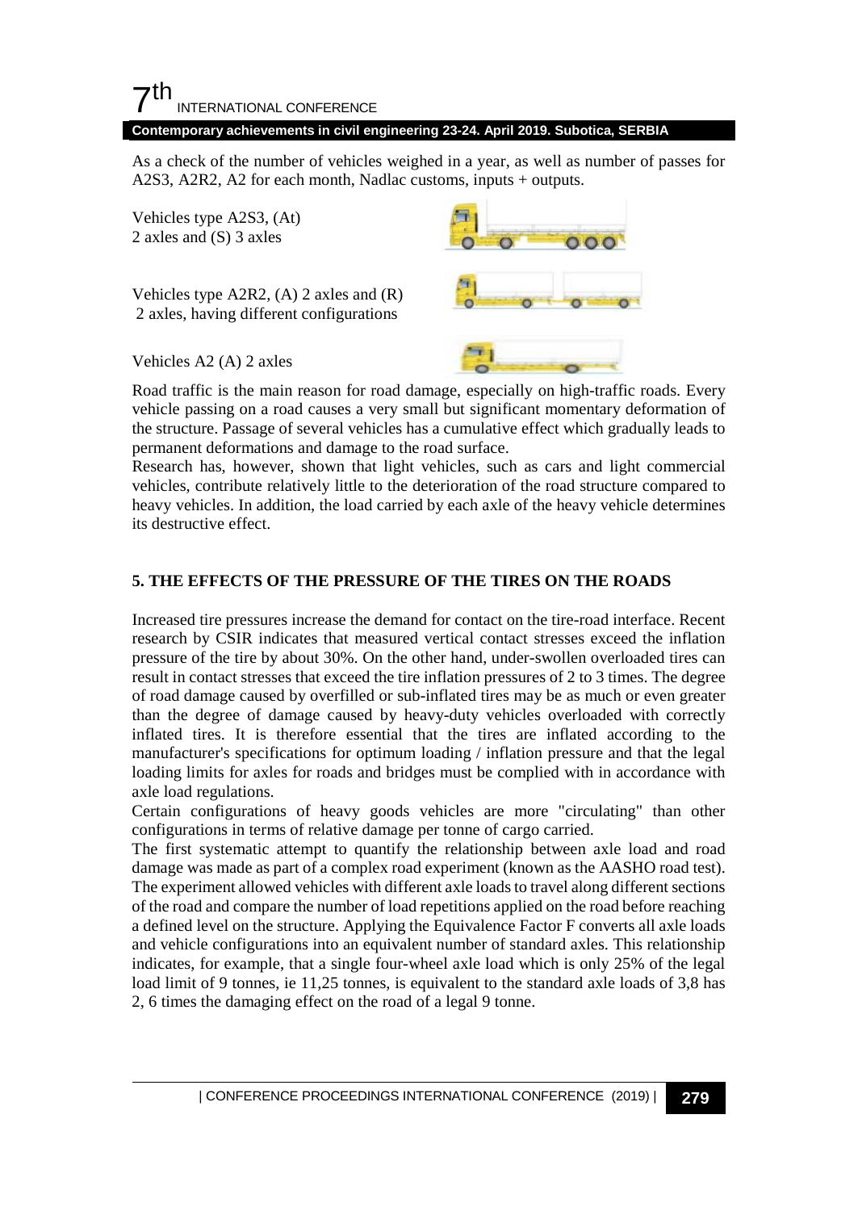As a check of the number of vehicles weighed in a year, as well as number of passes for A2S3, A2R2, A2 for each month, Nadlac customs, inputs + outputs.

Vehicles type A2S3, (At)
2 axles and (S) 3 axles

Vehicles type A2R2, (A) 2 axles and (R)
2 axles, having different configurations

Vehicles A2 (A) 2 axles

Road traffic is the main reason for road damage, especially on high-traffic roads. Every vehicle passing on a road causes a very small but significant momentary deformation of the structure. Passage of several vehicles has a cumulative effect which gradually leads to permanent deformations and damage to the road surface.

Research has, however, shown that light vehicles, such as cars and light commercial vehicles, contribute relatively little to the deterioration of the road structure compared to heavy vehicles. In addition, the load carried by each axle of the heavy vehicle determines its destructive effect.

## 5. THE EFFECTS OF THE PRESSURE OF THE TIRES ON THE ROADS

Increased tire pressures increase the demand for contact on the tire-road interface. Recent research by CSIR indicates that measured vertical contact stresses exceed the inflation pressure of the tire by about 30%. On the other hand, under-swollen overloaded tires can result in contact stresses that exceed the tire inflation pressures of 2 to 3 times. The degree of road damage caused by overfilled or sub-inflated tires may be as much or even greater than the degree of damage caused by heavy-duty vehicles overloaded with correctly inflated tires. It is therefore essential that the tires are inflated according to the manufacturer's specifications for optimum loading / inflation pressure and that the legal loading limits for axles for roads and bridges must be complied with in accordance with axle load regulations.

Certain configurations of heavy goods vehicles are more "circulating" than other configurations in terms of relative damage per tonne of cargo carried.

The first systematic attempt to quantify the relationship between axle load and road damage was made as part of a complex road experiment (known as the AASHO road test). The experiment allowed vehicles with different axle loads to travel along different sections of the road and compare the number of load repetitions applied on the road before reaching a defined level on the structure. Applying the Equivalence Factor F converts all axle loads and vehicle configurations into an equivalent number of standard axles. This relationship indicates, for example, that a single four-wheel axle load which is only 25% of the legal load limit of 9 tonnes, ie 11,25 tonnes, is equivalent to the standard axle loads of 3,8 has 2, 6 times the damaging effect on the road of a legal 9 tonne.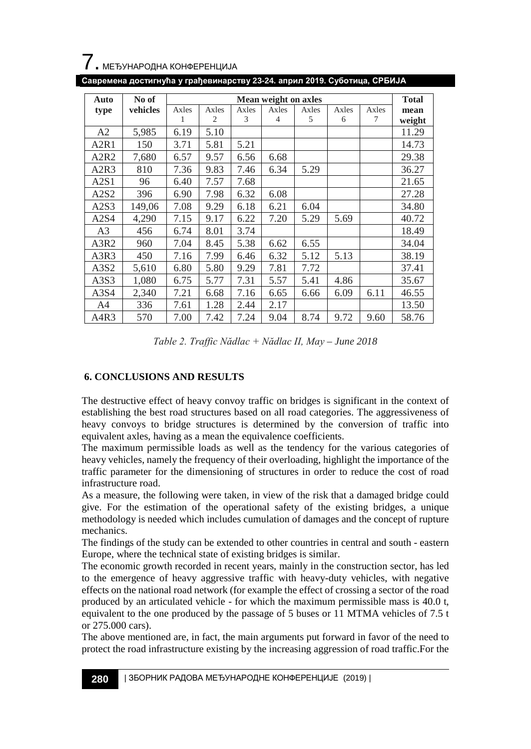| Auto type | No of vehicles | Mean weight on axles | | | | | | | Total mean weight |
|---|---|---|---|---|---|---|---|---|---|
| | | Axles 1 | Axles 2 | Axles 3 | Axles 4 | Axles 5 | Axles 6 | Axles 7 | |
| A2 | 5,985 | 6.19 | 5.10 | | | | | | 11.29 |
| A2R1 | 150 | 3.71 | 5.81 | 5.21 | | | | | 14.73 |
| A2R2 | 7,680 | 6.57 | 9.57 | 6.56 | 6.68 | | | | 29.38 |
| A2R3 | 810 | 7.36 | 9.83 | 7.46 | 6.34 | 5.29 | | | 36.27 |
| A2S1 | 96 | 6.40 | 7.57 | 7.68 | | | | | 21.65 |
| A2S2 | 396 | 6.90 | 7.98 | 6.32 | 6.08 | | | | 27.28 |
| A2S3 | 149,06 | 7.08 | 9.29 | 6.18 | 6.21 | 6.04 | | | 34.80 |
| A2S4 | 4,290 | 7.15 | 9.17 | 6.22 | 7.20 | 5.29 | 5.69 | | 40.72 |
| A3 | 456 | 6.74 | 8.01 | 3.74 | | | | | 18.49 |
| A3R2 | 960 | 7.04 | 8.45 | 5.38 | 6.62 | 6.55 | | | 34.04 |
| A3R3 | 450 | 7.16 | 7.99 | 6.46 | 6.32 | 5.12 | 5.13 | | 38.19 |
| A3S2 | 5,610 | 6.80 | 5.80 | 9.29 | 7.81 | 7.72 | | | 37.41 |
| A3S3 | 1,080 | 6.75 | 5.77 | 7.31 | 5.57 | 5.41 | 4.86 | | 35.67 |
| A3S4 | 2,340 | 7.21 | 6.68 | 7.16 | 6.65 | 6.66 | 6.09 | 6.11 | 46.55 |
| A4 | 336 | 7.61 | 1.28 | 2.44 | 2.17 | | | | 13.50 |
| A4R3 | 570 | 7.00 | 7.42 | 7.24 | 9.04 | 8.74 | 9.72 | 9.60 | 58.76 |

*Table 2. Traffic Nădlac + Nădlac II, May – June 2018*

## 6. CONCLUSIONS AND RESULTS

The destructive effect of heavy convoy traffic on bridges is significant in the context of establishing the best road structures based on all road categories. The aggressiveness of heavy convoys to bridge structures is determined by the conversion of traffic into equivalent axles, having as a mean the equivalence coefficients.

The maximum permissible loads as well as the tendency for the various categories of heavy vehicles, namely the frequency of their overloading, highlight the importance of the traffic parameter for the dimensioning of structures in order to reduce the cost of road infrastructure road.

As a measure, the following were taken, in view of the risk that a damaged bridge could give. For the estimation of the operational safety of the existing bridges, a unique methodology is needed which includes cumulation of damages and the concept of rupture mechanics.

The findings of the study can be extended to other countries in central and south - eastern Europe, where the technical state of existing bridges is similar.

The economic growth recorded in recent years, mainly in the construction sector, has led to the emergence of heavy aggressive traffic with heavy-duty vehicles, with negative effects on the national road network (for example the effect of crossing a sector of the road produced by an articulated vehicle - for which the maximum permissible mass is 40.0 t, equivalent to the one produced by the passage of 5 buses or 11 MTMA vehicles of 7.5 t or 275.000 cars).

The above mentioned are, in fact, the main arguments put forward in favor of the need to protect the road infrastructure existing by the increasing aggression of road traffic.For the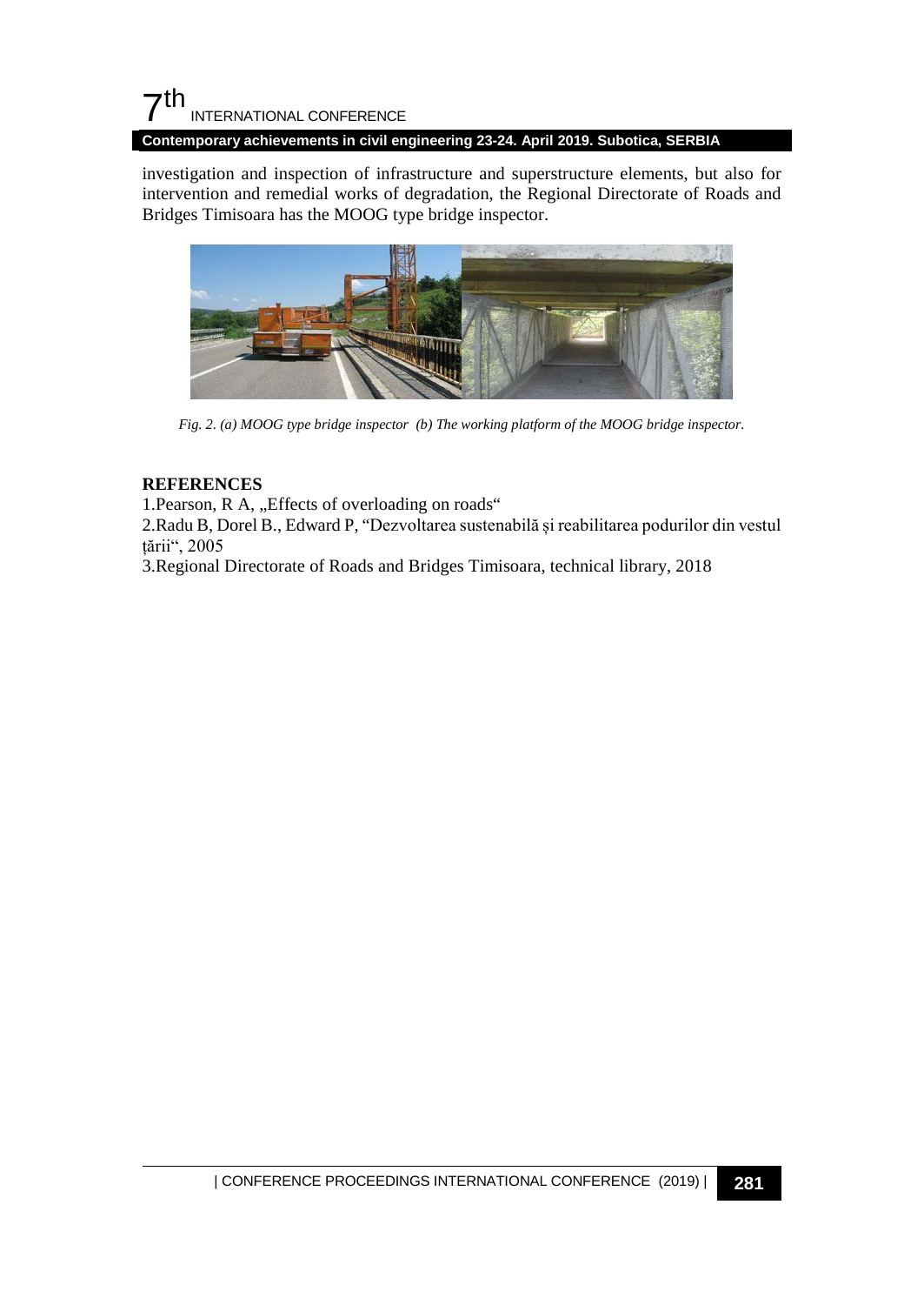investigation and inspection of infrastructure and superstructure elements, but also for intervention and remedial works of degradation, the Regional Directorate of Roads and Bridges Timisoara has the MOOG type bridge inspector.

*Fig. 2. (a) MOOG type bridge inspector (b) The working platform of the MOOG bridge inspector.*

**REFERENCES**

1.Pearson, R A, „Effects of overloading on roads"

2.Radu B, Dorel B., Edward P, "Dezvoltarea sustenabilă și reabilitarea podurilor din vestul țării", 2005

3.Regional Directorate of Roads and Bridges Timisoara, technical library, 2018